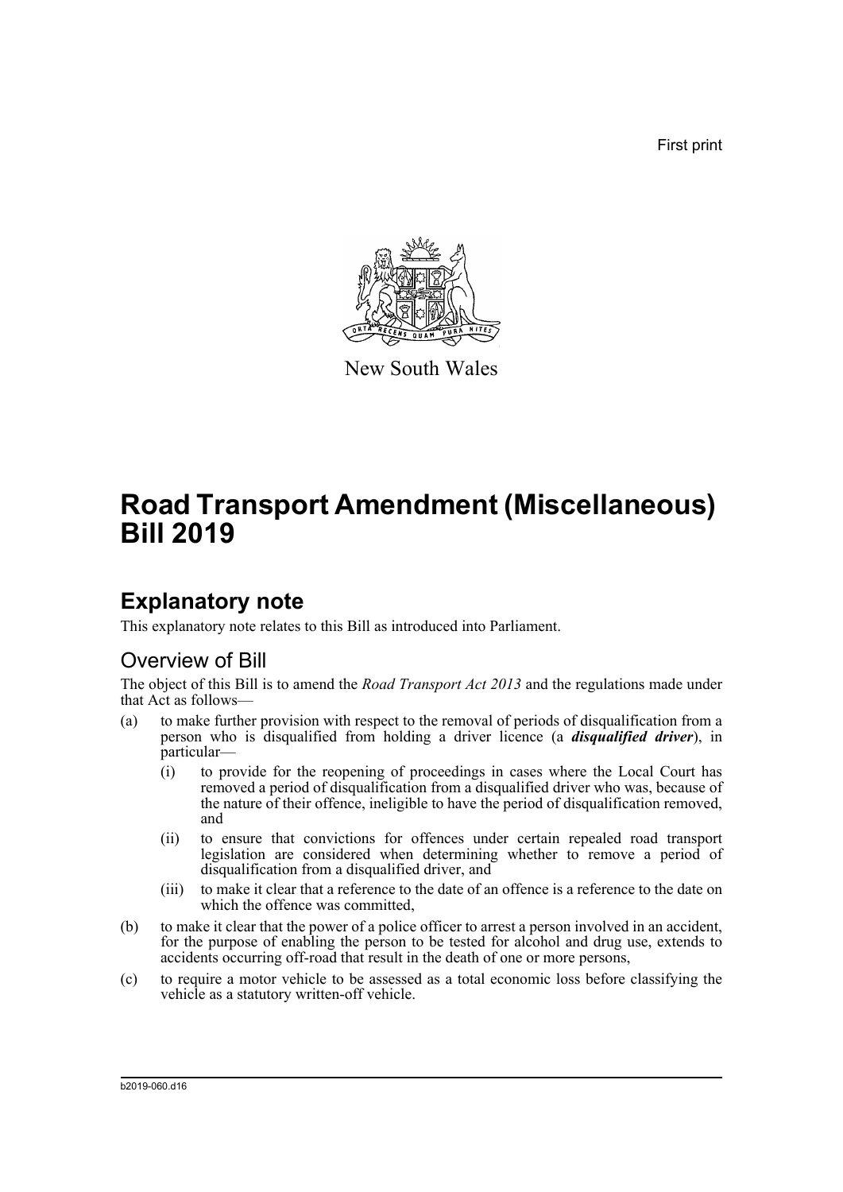First print

New South Wales

# Road Transport Amendment (Miscellaneous) Bill 2019

## Explanatory note

This explanatory note relates to this Bill as introduced into Parliament.

### Overview of Bill

The object of this Bill is to amend the *Road Transport Act 2013* and the regulations made under that Act as follows—

(a) to make further provision with respect to the removal of periods of disqualification from a person who is disqualified from holding a driver licence (a ***disqualified driver***), in particular—

   (i) to provide for the reopening of proceedings in cases where the Local Court has removed a period of disqualification from a disqualified driver who was, because of the nature of their offence, ineligible to have the period of disqualification removed, and

   (ii) to ensure that convictions for offences under certain repealed road transport legislation are considered when determining whether to remove a period of disqualification from a disqualified driver, and

   (iii) to make it clear that a reference to the date of an offence is a reference to the date on which the offence was committed,

(b) to make it clear that the power of a police officer to arrest a person involved in an accident, for the purpose of enabling the person to be tested for alcohol and drug use, extends to accidents occurring off-road that result in the death of one or more persons,

(c) to require a motor vehicle to be assessed as a total economic loss before classifying the vehicle as a statutory written-off vehicle.

b2019-060.d16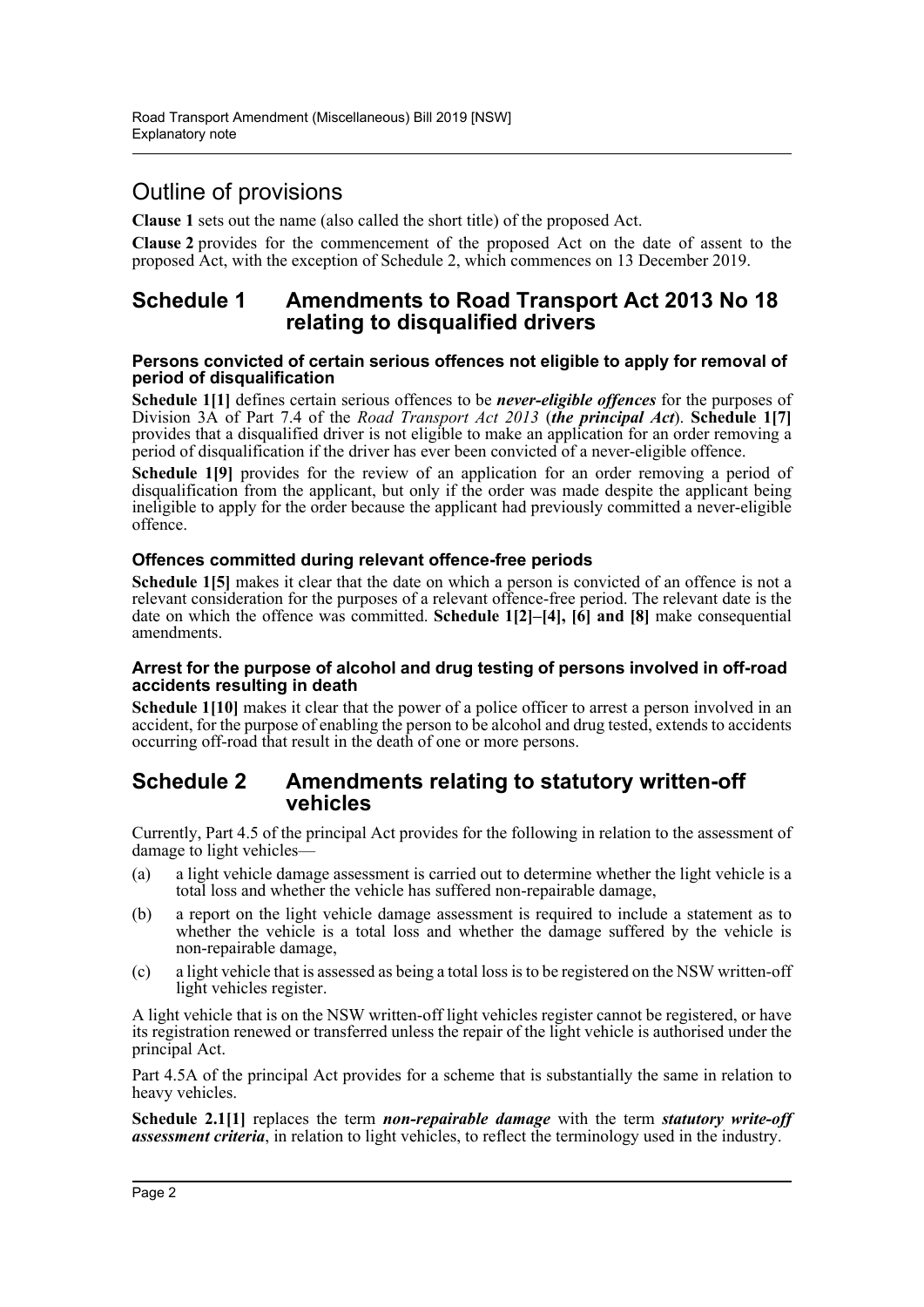# Outline of provisions

**Clause 1** sets out the name (also called the short title) of the proposed Act.

**Clause 2** provides for the commencement of the proposed Act on the date of assent to the proposed Act, with the exception of Schedule 2, which commences on 13 December 2019.

## Schedule 1 Amendments to Road Transport Act 2013 No 18 relating to disqualified drivers

### Persons convicted of certain serious offences not eligible to apply for removal of period of disqualification

**Schedule 1[1]** defines certain serious offences to be ***never-eligible offences*** for the purposes of Division 3A of Part 7.4 of the *Road Transport Act 2013* (***the principal Act***). **Schedule 1[7]** provides that a disqualified driver is not eligible to make an application for an order removing a period of disqualification if the driver has ever been convicted of a never-eligible offence.

**Schedule 1[9]** provides for the review of an application for an order removing a period of disqualification from the applicant, but only if the order was made despite the applicant being ineligible to apply for the order because the applicant had previously committed a never-eligible offence.

### Offences committed during relevant offence-free periods

**Schedule 1[5]** makes it clear that the date on which a person is convicted of an offence is not a relevant consideration for the purposes of a relevant offence-free period. The relevant date is the date on which the offence was committed. **Schedule 1[2]–[4], [6] and [8]** make consequential amendments.

### Arrest for the purpose of alcohol and drug testing of persons involved in off-road accidents resulting in death

**Schedule 1[10]** makes it clear that the power of a police officer to arrest a person involved in an accident, for the purpose of enabling the person to be alcohol and drug tested, extends to accidents occurring off-road that result in the death of one or more persons.

## Schedule 2 Amendments relating to statutory written-off vehicles

Currently, Part 4.5 of the principal Act provides for the following in relation to the assessment of damage to light vehicles—

(a) a light vehicle damage assessment is carried out to determine whether the light vehicle is a total loss and whether the vehicle has suffered non-repairable damage,

(b) a report on the light vehicle damage assessment is required to include a statement as to whether the vehicle is a total loss and whether the damage suffered by the vehicle is non-repairable damage,

(c) a light vehicle that is assessed as being a total loss is to be registered on the NSW written-off light vehicles register.

A light vehicle that is on the NSW written-off light vehicles register cannot be registered, or have its registration renewed or transferred unless the repair of the light vehicle is authorised under the principal Act.

Part 4.5A of the principal Act provides for a scheme that is substantially the same in relation to heavy vehicles.

**Schedule 2.1[1]** replaces the term ***non-repairable damage*** with the term ***statutory write-off assessment criteria***, in relation to light vehicles, to reflect the terminology used in the industry.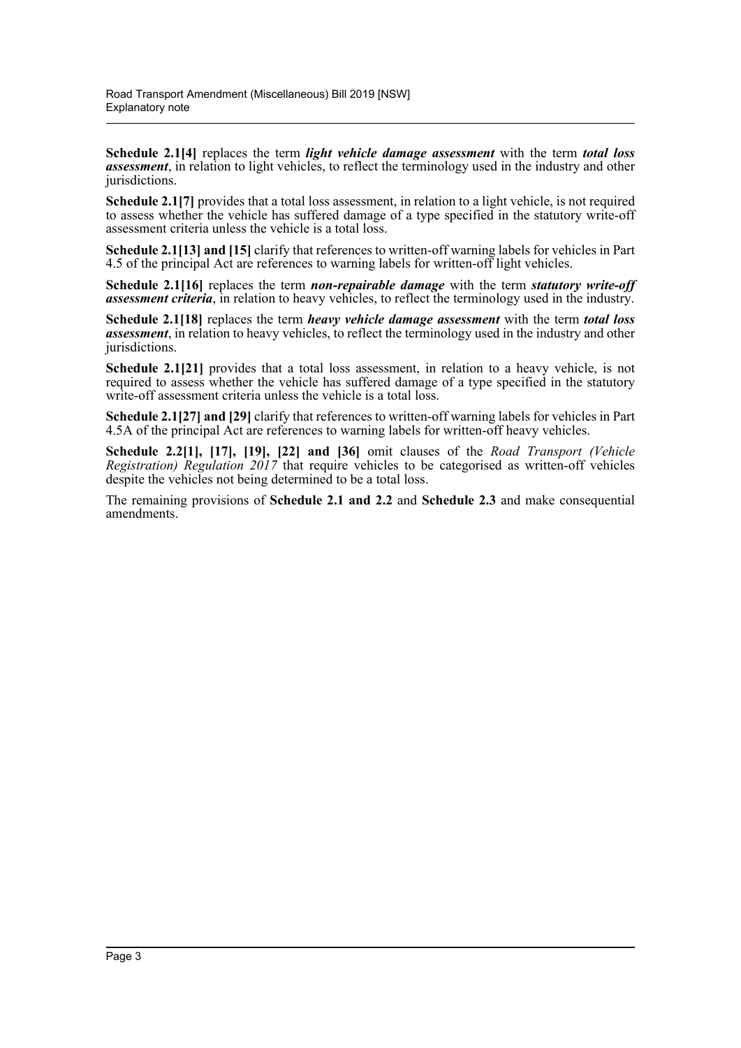**Schedule 2.1[4]** replaces the term ***light vehicle damage assessment*** with the term ***total loss assessment***, in relation to light vehicles, to reflect the terminology used in the industry and other jurisdictions.

**Schedule 2.1[7]** provides that a total loss assessment, in relation to a light vehicle, is not required to assess whether the vehicle has suffered damage of a type specified in the statutory write-off assessment criteria unless the vehicle is a total loss.

**Schedule 2.1[13] and [15]** clarify that references to written-off warning labels for vehicles in Part 4.5 of the principal Act are references to warning labels for written-off light vehicles.

**Schedule 2.1[16]** replaces the term ***non-repairable damage*** with the term ***statutory write-off assessment criteria***, in relation to heavy vehicles, to reflect the terminology used in the industry.

**Schedule 2.1[18]** replaces the term ***heavy vehicle damage assessment*** with the term ***total loss assessment***, in relation to heavy vehicles, to reflect the terminology used in the industry and other jurisdictions.

**Schedule 2.1[21]** provides that a total loss assessment, in relation to a heavy vehicle, is not required to assess whether the vehicle has suffered damage of a type specified in the statutory write-off assessment criteria unless the vehicle is a total loss.

**Schedule 2.1[27] and [29]** clarify that references to written-off warning labels for vehicles in Part 4.5A of the principal Act are references to warning labels for written-off heavy vehicles.

**Schedule 2.2[1], [17], [19], [22] and [36]** omit clauses of the *Road Transport (Vehicle Registration) Regulation 2017* that require vehicles to be categorised as written-off vehicles despite the vehicles not being determined to be a total loss.

The remaining provisions of **Schedule 2.1 and 2.2** and **Schedule 2.3** and make consequential amendments.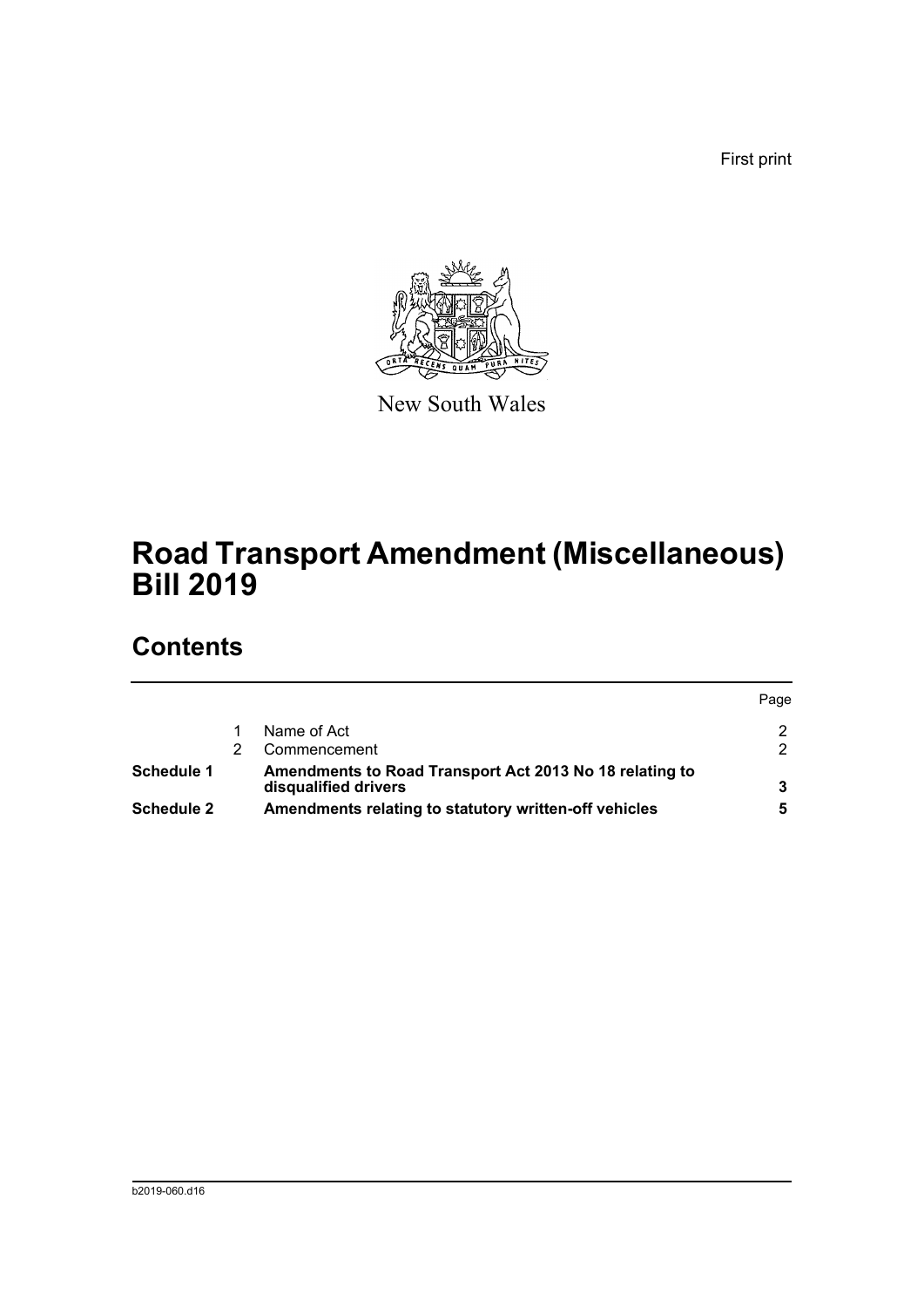First print

New South Wales

# Road Transport Amendment (Miscellaneous) Bill 2019

## Contents

| | | | Page |
|---|---|---|---|
| | 1 | Name of Act | 2 |
| | 2 | Commencement | 2 |
| **Schedule 1** | | **Amendments to Road Transport Act 2013 No 18 relating to disqualified drivers** | **3** |
| **Schedule 2** | | **Amendments relating to statutory written-off vehicles** | **5** |

b2019-060.d16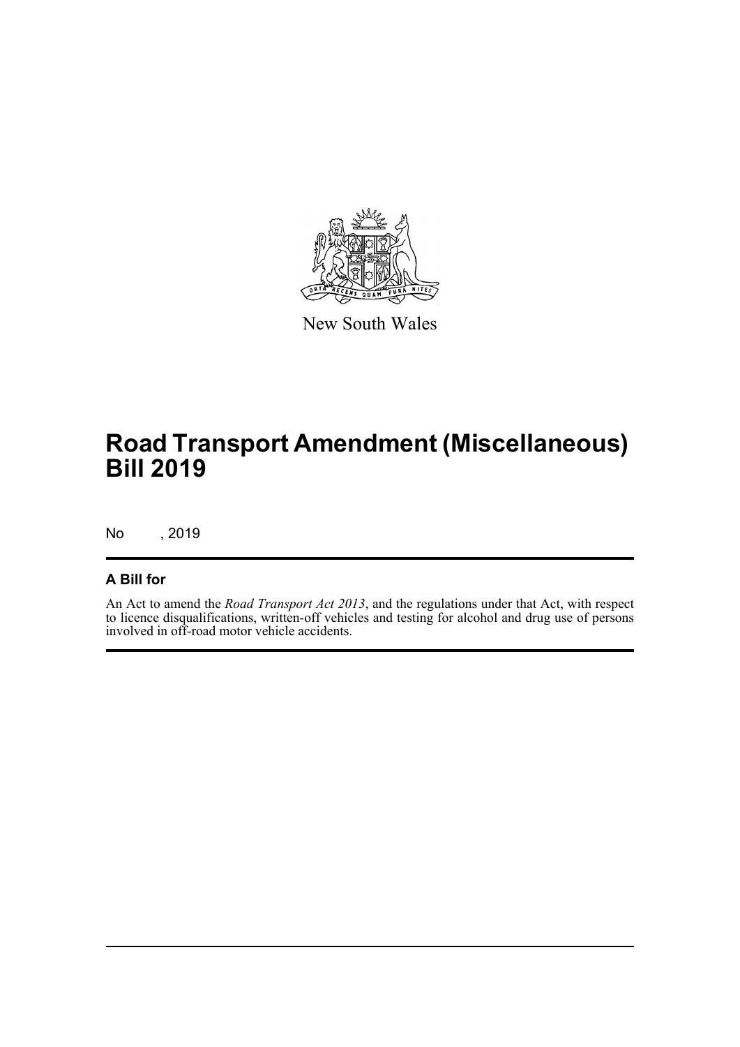New South Wales

# Road Transport Amendment (Miscellaneous) Bill 2019

No , 2019

## A Bill for

An Act to amend the *Road Transport Act 2013*, and the regulations under that Act, with respect to licence disqualifications, written-off vehicles and testing for alcohol and drug use of persons involved in off-road motor vehicle accidents.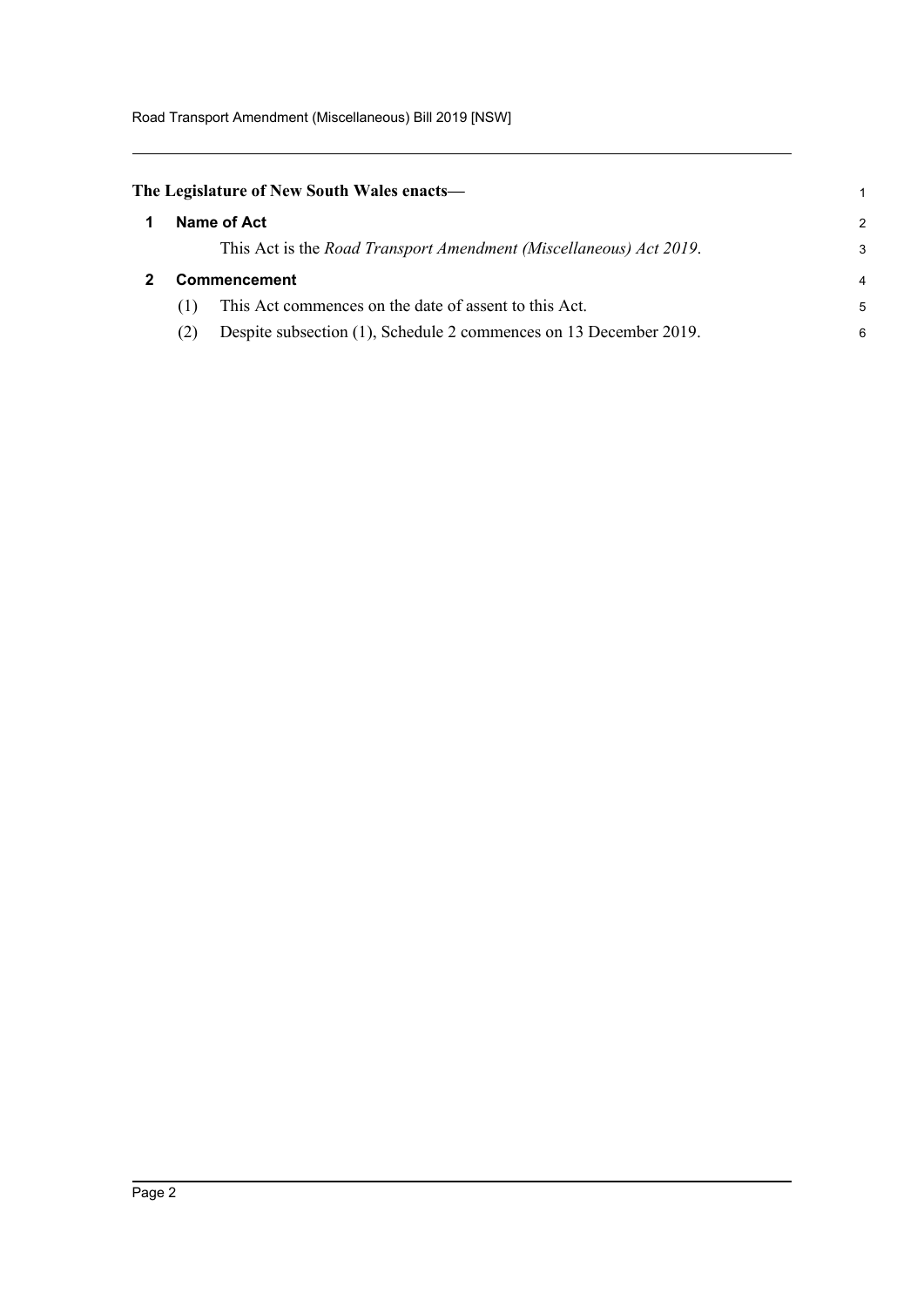**The Legislature of New South Wales enacts—**

## 1 Name of Act

This Act is the *Road Transport Amendment (Miscellaneous) Act 2019*.

## 2 Commencement

(1) This Act commences on the date of assent to this Act.

(2) Despite subsection (1), Schedule 2 commences on 13 December 2019.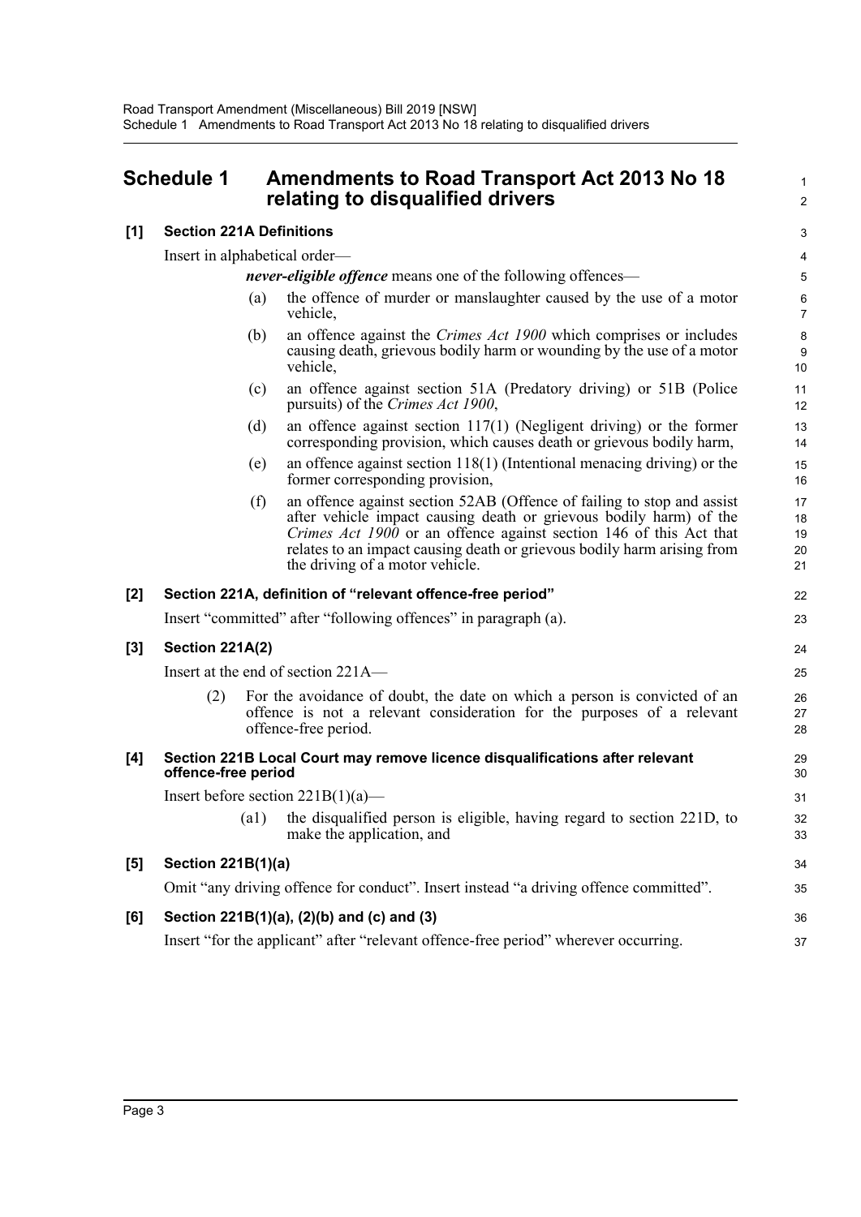## Schedule 1 Amendments to Road Transport Act 2013 No 18 relating to disqualified drivers

### [1] Section 221A Definitions

Insert in alphabetical order—

***never-eligible offence*** means one of the following offences—

(a) the offence of murder or manslaughter caused by the use of a motor vehicle,

(b) an offence against the *Crimes Act 1900* which comprises or includes causing death, grievous bodily harm or wounding by the use of a motor vehicle,

(c) an offence against section 51A (Predatory driving) or 51B (Police pursuits) of the *Crimes Act 1900*,

(d) an offence against section 117(1) (Negligent driving) or the former corresponding provision, which causes death or grievous bodily harm,

(e) an offence against section 118(1) (Intentional menacing driving) or the former corresponding provision,

(f) an offence against section 52AB (Offence of failing to stop and assist after vehicle impact causing death or grievous bodily harm) of the *Crimes Act 1900* or an offence against section 146 of this Act that relates to an impact causing death or grievous bodily harm arising from the driving of a motor vehicle.

### [2] Section 221A, definition of "relevant offence-free period"

Insert "committed" after "following offences" in paragraph (a).

### [3] Section 221A(2)

Insert at the end of section 221A—

(2) For the avoidance of doubt, the date on which a person is convicted of an offence is not a relevant consideration for the purposes of a relevant offence-free period.

### [4] Section 221B Local Court may remove licence disqualifications after relevant offence-free period

Insert before section 221B(1)(a)—

(a1) the disqualified person is eligible, having regard to section 221D, to make the application, and

### [5] Section 221B(1)(a)

Omit "any driving offence for conduct". Insert instead "a driving offence committed".

### [6] Section 221B(1)(a), (2)(b) and (c) and (3)

Insert "for the applicant" after "relevant offence-free period" wherever occurring.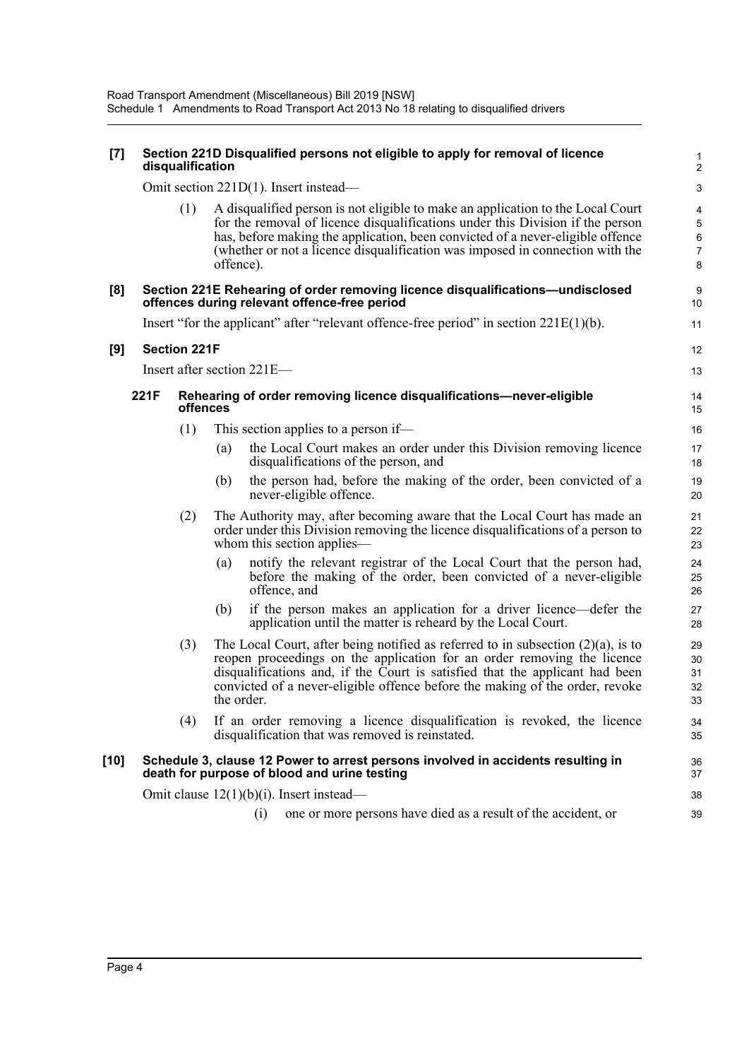**[7] Section 221D Disqualified persons not eligible to apply for removal of licence disqualification**

Omit section 221D(1). Insert instead—

> (1) A disqualified person is not eligible to make an application to the Local Court for the removal of licence disqualifications under this Division if the person has, before making the application, been convicted of a never-eligible offence (whether or not a licence disqualification was imposed in connection with the offence).

**[8] Section 221E Rehearing of order removing licence disqualifications—undisclosed offences during relevant offence-free period**

Insert "for the applicant" after "relevant offence-free period" in section 221E(1)(b).

**[9] Section 221F**

Insert after section 221E—

> **221F Rehearing of order removing licence disqualifications—never-eligible offences**
>
> (1) This section applies to a person if—
>
> (a) the Local Court makes an order under this Division removing licence disqualifications of the person, and
>
> (b) the person had, before the making of the order, been convicted of a never-eligible offence.
>
> (2) The Authority may, after becoming aware that the Local Court has made an order under this Division removing the licence disqualifications of a person to whom this section applies—
>
> (a) notify the relevant registrar of the Local Court that the person had, before the making of the order, been convicted of a never-eligible offence, and
>
> (b) if the person makes an application for a driver licence—defer the application until the matter is reheard by the Local Court.
>
> (3) The Local Court, after being notified as referred to in subsection (2)(a), is to reopen proceedings on the application for an order removing the licence disqualifications and, if the Court is satisfied that the applicant had been convicted of a never-eligible offence before the making of the order, revoke the order.
>
> (4) If an order removing a licence disqualification is revoked, the licence disqualification that was removed is reinstated.

**[10] Schedule 3, clause 12 Power to arrest persons involved in accidents resulting in death for purpose of blood and urine testing**

Omit clause 12(1)(b)(i). Insert instead—

> (i) one or more persons have died as a result of the accident, or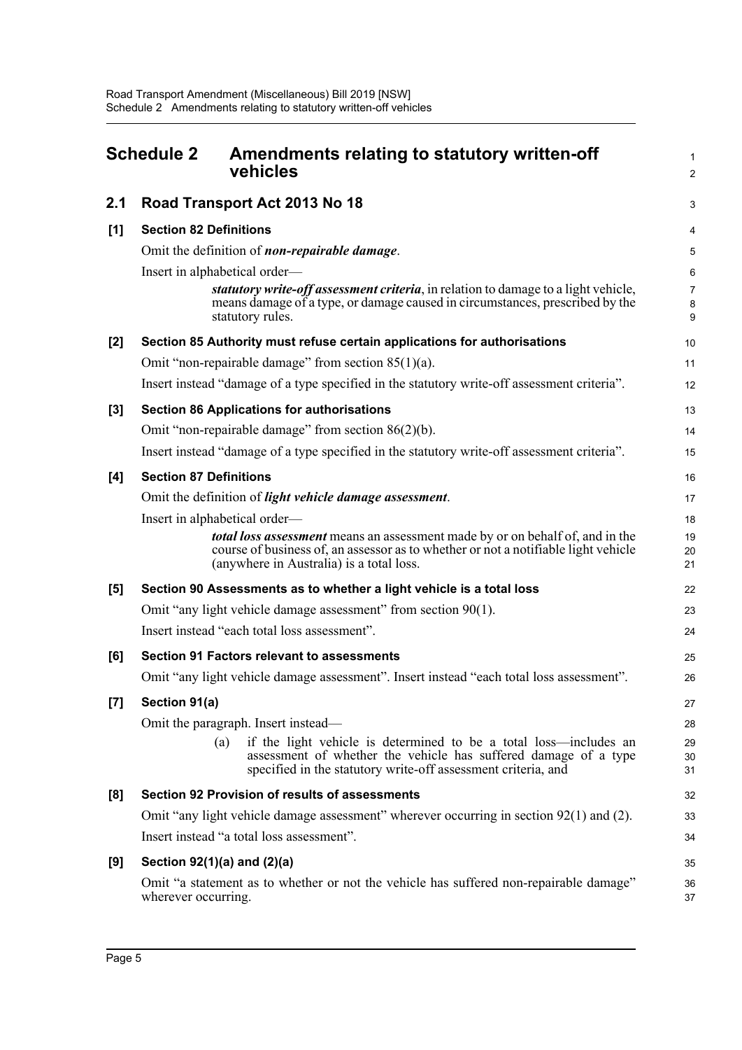# Schedule 2 Amendments relating to statutory written-off vehicles

## 2.1 Road Transport Act 2013 No 18

### [1] Section 82 Definitions

Omit the definition of ***non-repairable damage***.

Insert in alphabetical order—

> ***statutory write-off assessment criteria***, in relation to damage to a light vehicle, means damage of a type, or damage caused in circumstances, prescribed by the statutory rules.

### [2] Section 85 Authority must refuse certain applications for authorisations

Omit "non-repairable damage" from section 85(1)(a).

Insert instead "damage of a type specified in the statutory write-off assessment criteria".

### [3] Section 86 Applications for authorisations

Omit "non-repairable damage" from section 86(2)(b).

Insert instead "damage of a type specified in the statutory write-off assessment criteria".

### [4] Section 87 Definitions

Omit the definition of ***light vehicle damage assessment***.

Insert in alphabetical order—

> ***total loss assessment*** means an assessment made by or on behalf of, and in the course of business of, an assessor as to whether or not a notifiable light vehicle (anywhere in Australia) is a total loss.

### [5] Section 90 Assessments as to whether a light vehicle is a total loss

Omit "any light vehicle damage assessment" from section 90(1).

Insert instead "each total loss assessment".

### [6] Section 91 Factors relevant to assessments

Omit "any light vehicle damage assessment". Insert instead "each total loss assessment".

### [7] Section 91(a)

Omit the paragraph. Insert instead—

> (a) if the light vehicle is determined to be a total loss—includes an assessment of whether the vehicle has suffered damage of a type specified in the statutory write-off assessment criteria, and

### [8] Section 92 Provision of results of assessments

Omit "any light vehicle damage assessment" wherever occurring in section 92(1) and (2).

Insert instead "a total loss assessment".

### [9] Section 92(1)(a) and (2)(a)

Omit "a statement as to whether or not the vehicle has suffered non-repairable damage" wherever occurring.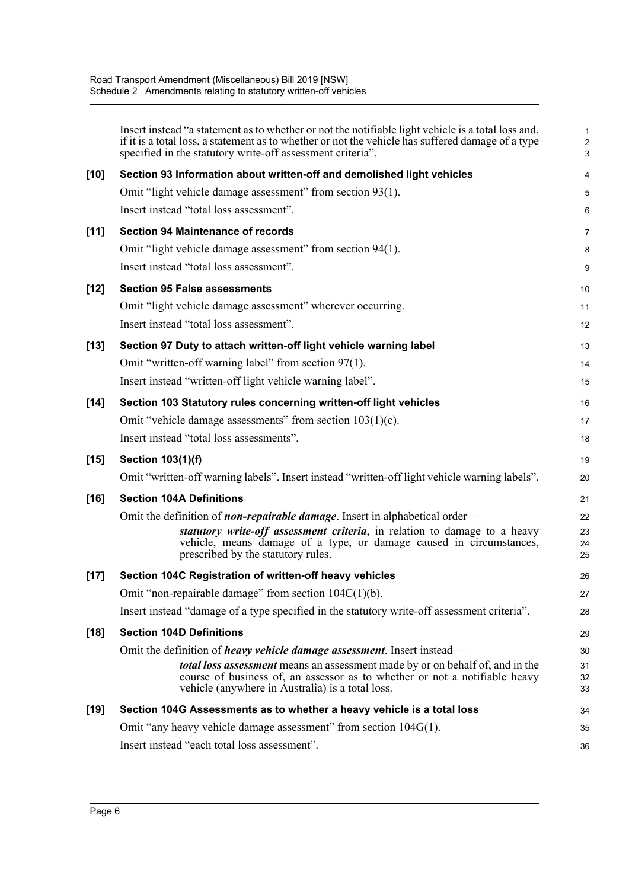Insert instead "a statement as to whether or not the notifiable light vehicle is a total loss and, if it is a total loss, a statement as to whether or not the vehicle has suffered damage of a type specified in the statutory write-off assessment criteria".

**[10] Section 93 Information about written-off and demolished light vehicles**

Omit "light vehicle damage assessment" from section 93(1).

Insert instead "total loss assessment".

**[11] Section 94 Maintenance of records**

Omit "light vehicle damage assessment" from section 94(1).

Insert instead "total loss assessment".

**[12] Section 95 False assessments**

Omit "light vehicle damage assessment" wherever occurring.

Insert instead "total loss assessment".

**[13] Section 97 Duty to attach written-off light vehicle warning label**

Omit "written-off warning label" from section 97(1).

Insert instead "written-off light vehicle warning label".

**[14] Section 103 Statutory rules concerning written-off light vehicles**

Omit "vehicle damage assessments" from section 103(1)(c).

Insert instead "total loss assessments".

**[15] Section 103(1)(f)**

Omit "written-off warning labels". Insert instead "written-off light vehicle warning labels".

**[16] Section 104A Definitions**

Omit the definition of ***non-repairable damage***. Insert in alphabetical order—

> ***statutory write-off assessment criteria***, in relation to damage to a heavy vehicle, means damage of a type, or damage caused in circumstances, prescribed by the statutory rules.

**[17] Section 104C Registration of written-off heavy vehicles**

Omit "non-repairable damage" from section 104C(1)(b).

Insert instead "damage of a type specified in the statutory write-off assessment criteria".

**[18] Section 104D Definitions**

Omit the definition of ***heavy vehicle damage assessment***. Insert instead—

> ***total loss assessment*** means an assessment made by or on behalf of, and in the course of business of, an assessor as to whether or not a notifiable heavy vehicle (anywhere in Australia) is a total loss.

**[19] Section 104G Assessments as to whether a heavy vehicle is a total loss**

Omit "any heavy vehicle damage assessment" from section 104G(1).

Insert instead "each total loss assessment".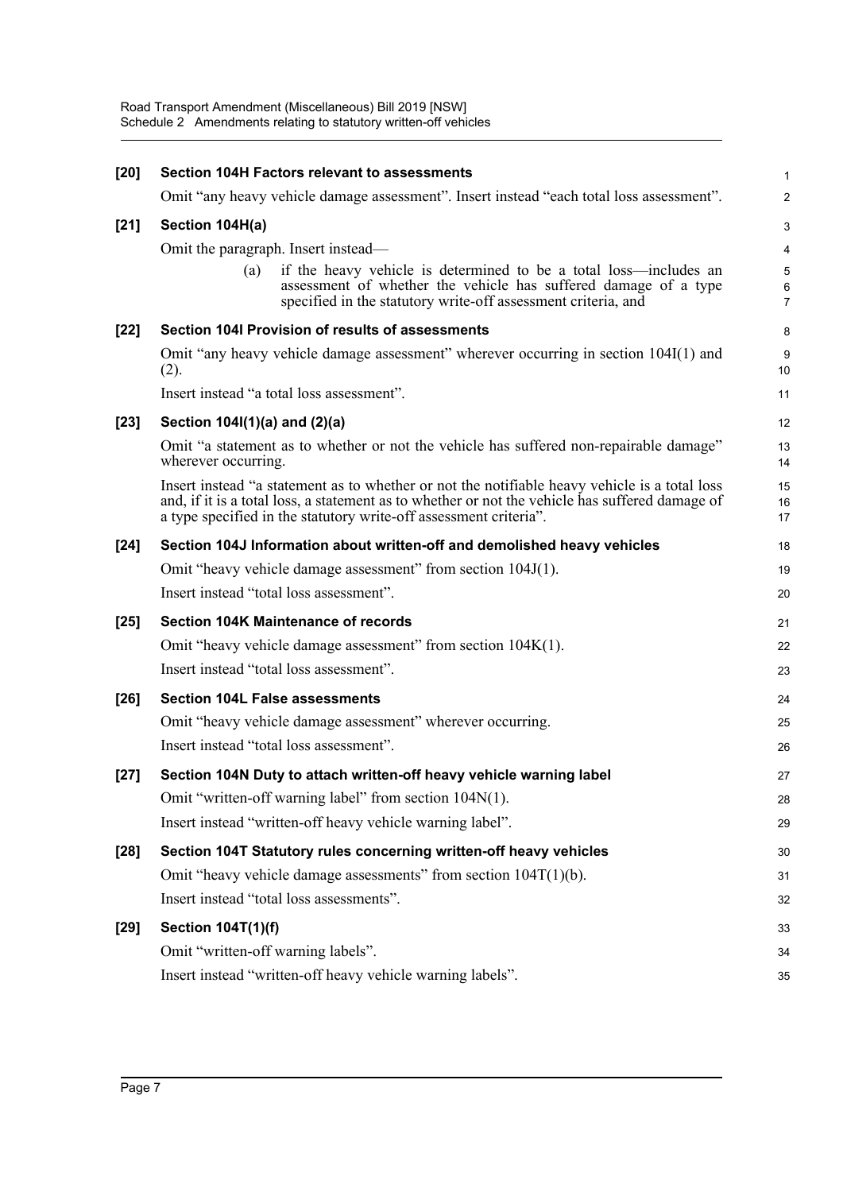**[20] Section 104H Factors relevant to assessments**

Omit "any heavy vehicle damage assessment". Insert instead "each total loss assessment".

**[21] Section 104H(a)**

Omit the paragraph. Insert instead—

(a) if the heavy vehicle is determined to be a total loss—includes an assessment of whether the vehicle has suffered damage of a type specified in the statutory write-off assessment criteria, and

**[22] Section 104I Provision of results of assessments**

Omit "any heavy vehicle damage assessment" wherever occurring in section 104I(1) and (2).

Insert instead "a total loss assessment".

**[23] Section 104I(1)(a) and (2)(a)**

Omit "a statement as to whether or not the vehicle has suffered non-repairable damage" wherever occurring.

Insert instead "a statement as to whether or not the notifiable heavy vehicle is a total loss and, if it is a total loss, a statement as to whether or not the vehicle has suffered damage of a type specified in the statutory write-off assessment criteria".

**[24] Section 104J Information about written-off and demolished heavy vehicles**

Omit "heavy vehicle damage assessment" from section 104J(1).

Insert instead "total loss assessment".

**[25] Section 104K Maintenance of records**

Omit "heavy vehicle damage assessment" from section 104K(1).

Insert instead "total loss assessment".

**[26] Section 104L False assessments**

Omit "heavy vehicle damage assessment" wherever occurring.

Insert instead "total loss assessment".

**[27] Section 104N Duty to attach written-off heavy vehicle warning label**

Omit "written-off warning label" from section 104N(1).

Insert instead "written-off heavy vehicle warning label".

**[28] Section 104T Statutory rules concerning written-off heavy vehicles**

Omit "heavy vehicle damage assessments" from section 104T(1)(b).

Insert instead "total loss assessments".

**[29] Section 104T(1)(f)**

Omit "written-off warning labels".

Insert instead "written-off heavy vehicle warning labels".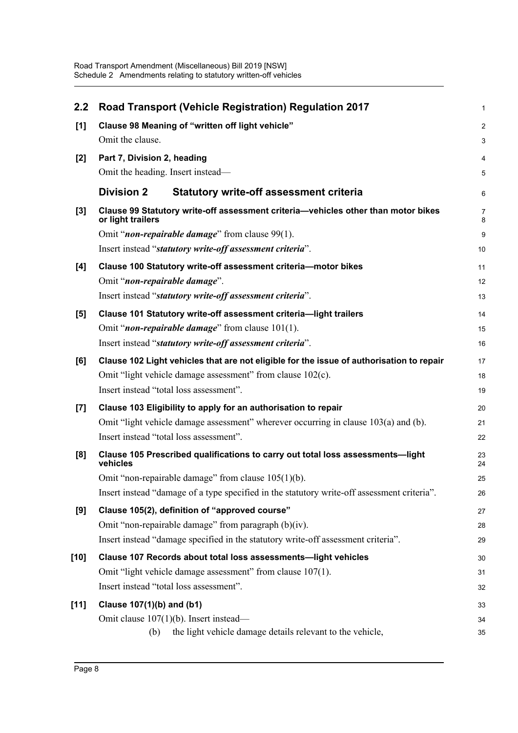## 2.2 Road Transport (Vehicle Registration) Regulation 2017

**[1] Clause 98 Meaning of "written off light vehicle"**

Omit the clause.

**[2] Part 7, Division 2, heading**

Omit the heading. Insert instead—

### Division 2 Statutory write-off assessment criteria

**[3] Clause 99 Statutory write-off assessment criteria—vehicles other than motor bikes or light trailers**

Omit "***non-repairable damage***" from clause 99(1).

Insert instead "***statutory write-off assessment criteria***".

**[4] Clause 100 Statutory write-off assessment criteria—motor bikes**

Omit "***non-repairable damage***".

Insert instead "***statutory write-off assessment criteria***".

**[5] Clause 101 Statutory write-off assessment criteria—light trailers**

Omit "***non-repairable damage***" from clause 101(1).

Insert instead "***statutory write-off assessment criteria***".

**[6] Clause 102 Light vehicles that are not eligible for the issue of authorisation to repair**

Omit "light vehicle damage assessment" from clause 102(c).

Insert instead "total loss assessment".

**[7] Clause 103 Eligibility to apply for an authorisation to repair**

Omit "light vehicle damage assessment" wherever occurring in clause 103(a) and (b).

Insert instead "total loss assessment".

**[8] Clause 105 Prescribed qualifications to carry out total loss assessments—light vehicles**

Omit "non-repairable damage" from clause 105(1)(b).

Insert instead "damage of a type specified in the statutory write-off assessment criteria".

**[9] Clause 105(2), definition of "approved course"**

Omit "non-repairable damage" from paragraph (b)(iv).

Insert instead "damage specified in the statutory write-off assessment criteria".

**[10] Clause 107 Records about total loss assessments—light vehicles**

Omit "light vehicle damage assessment" from clause 107(1).

Insert instead "total loss assessment".

**[11] Clause 107(1)(b) and (b1)**

Omit clause 107(1)(b). Insert instead—

(b) the light vehicle damage details relevant to the vehicle,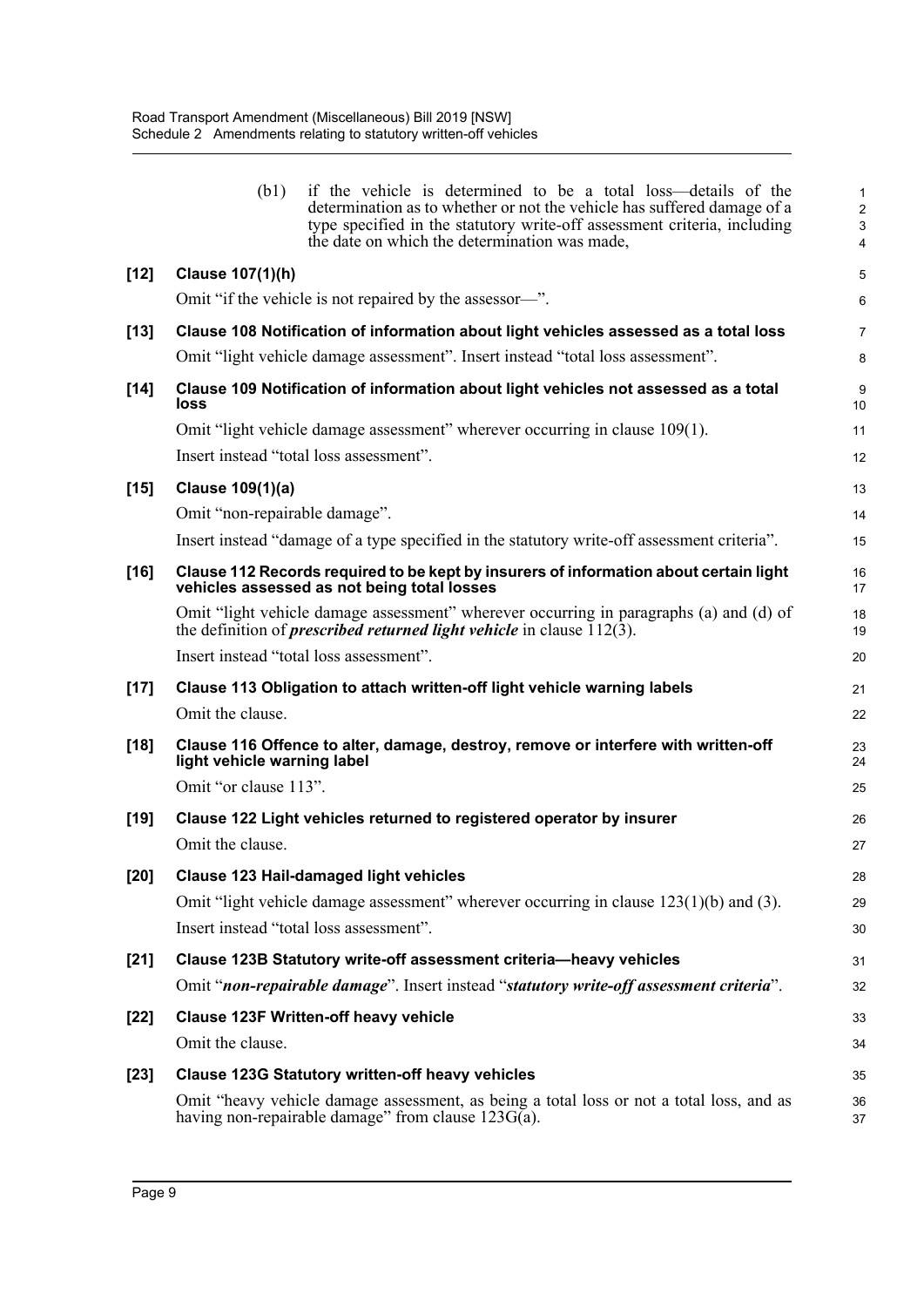(b1) if the vehicle is determined to be a total loss—details of the determination as to whether or not the vehicle has suffered damage of a type specified in the statutory write-off assessment criteria, including the date on which the determination was made,

**[12] Clause 107(1)(h)**

Omit "if the vehicle is not repaired by the assessor—".

**[13] Clause 108 Notification of information about light vehicles assessed as a total loss**

Omit "light vehicle damage assessment". Insert instead "total loss assessment".

**[14] Clause 109 Notification of information about light vehicles not assessed as a total loss**

Omit "light vehicle damage assessment" wherever occurring in clause 109(1).

Insert instead "total loss assessment".

**[15] Clause 109(1)(a)**

Omit "non-repairable damage".

Insert instead "damage of a type specified in the statutory write-off assessment criteria".

**[16] Clause 112 Records required to be kept by insurers of information about certain light vehicles assessed as not being total losses**

Omit "light vehicle damage assessment" wherever occurring in paragraphs (a) and (d) of the definition of ***prescribed returned light vehicle*** in clause 112(3).

Insert instead "total loss assessment".

**[17] Clause 113 Obligation to attach written-off light vehicle warning labels**

Omit the clause.

**[18] Clause 116 Offence to alter, damage, destroy, remove or interfere with written-off light vehicle warning label**

Omit "or clause 113".

**[19] Clause 122 Light vehicles returned to registered operator by insurer**

Omit the clause.

**[20] Clause 123 Hail-damaged light vehicles**

Omit "light vehicle damage assessment" wherever occurring in clause 123(1)(b) and (3).

Insert instead "total loss assessment".

**[21] Clause 123B Statutory write-off assessment criteria—heavy vehicles**

Omit "***non-repairable damage***". Insert instead "***statutory write-off assessment criteria***".

**[22] Clause 123F Written-off heavy vehicle**

Omit the clause.

**[23] Clause 123G Statutory written-off heavy vehicles**

Omit "heavy vehicle damage assessment, as being a total loss or not a total loss, and as having non-repairable damage" from clause 123G(a).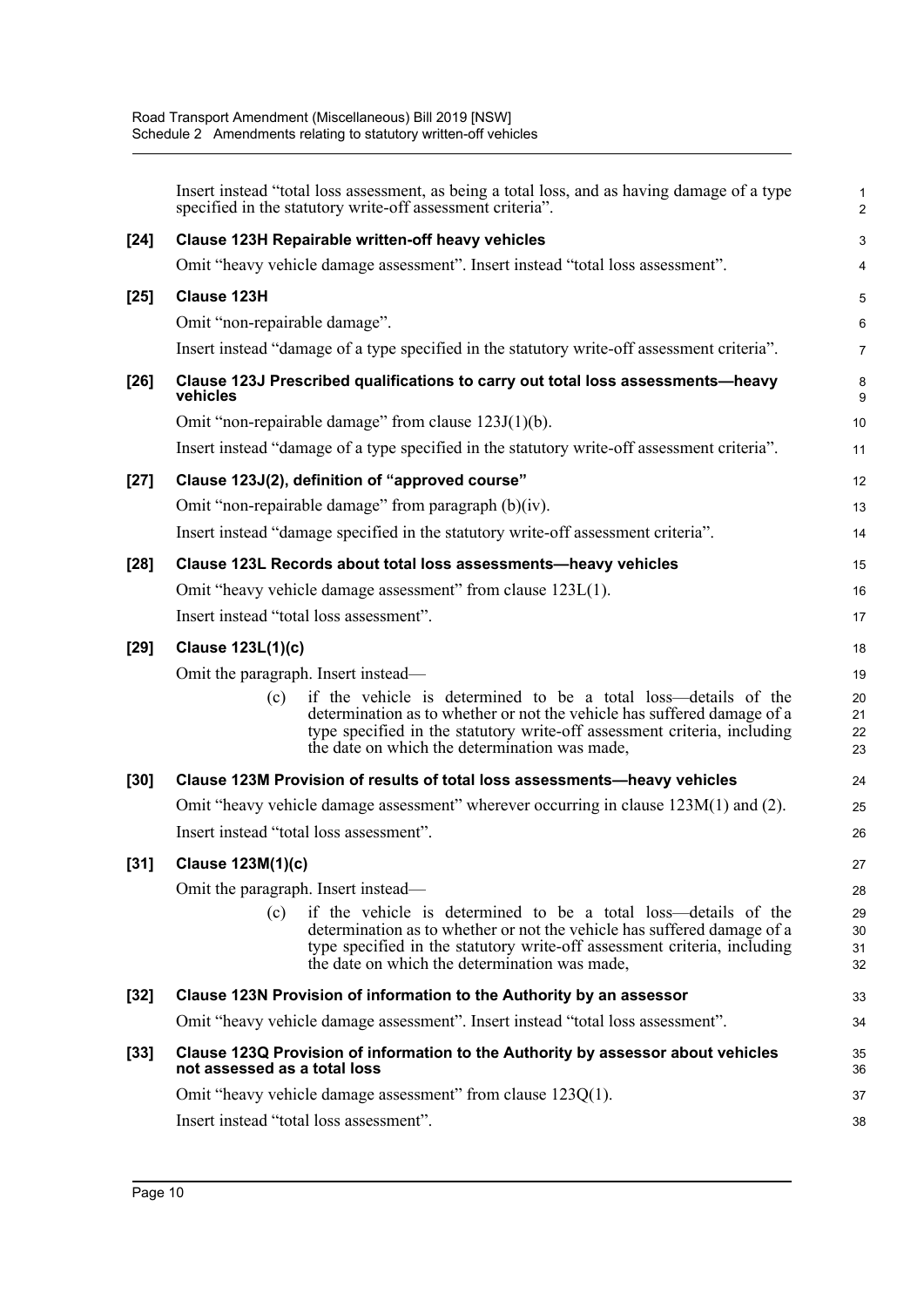Insert instead "total loss assessment, as being a total loss, and as having damage of a type specified in the statutory write-off assessment criteria".

**[24] Clause 123H Repairable written-off heavy vehicles**

Omit "heavy vehicle damage assessment". Insert instead "total loss assessment".

**[25] Clause 123H**

Omit "non-repairable damage".

Insert instead "damage of a type specified in the statutory write-off assessment criteria".

**[26] Clause 123J Prescribed qualifications to carry out total loss assessments—heavy vehicles**

Omit "non-repairable damage" from clause 123J(1)(b).

Insert instead "damage of a type specified in the statutory write-off assessment criteria".

**[27] Clause 123J(2), definition of "approved course"**

Omit "non-repairable damage" from paragraph (b)(iv).

Insert instead "damage specified in the statutory write-off assessment criteria".

**[28] Clause 123L Records about total loss assessments—heavy vehicles**

Omit "heavy vehicle damage assessment" from clause 123L(1).

Insert instead "total loss assessment".

**[29] Clause 123L(1)(c)**

Omit the paragraph. Insert instead—

(c) if the vehicle is determined to be a total loss—details of the determination as to whether or not the vehicle has suffered damage of a type specified in the statutory write-off assessment criteria, including the date on which the determination was made,

**[30] Clause 123M Provision of results of total loss assessments—heavy vehicles**

Omit "heavy vehicle damage assessment" wherever occurring in clause 123M(1) and (2).

Insert instead "total loss assessment".

**[31] Clause 123M(1)(c)**

Omit the paragraph. Insert instead—

(c) if the vehicle is determined to be a total loss—details of the determination as to whether or not the vehicle has suffered damage of a type specified in the statutory write-off assessment criteria, including the date on which the determination was made,

**[32] Clause 123N Provision of information to the Authority by an assessor**

Omit "heavy vehicle damage assessment". Insert instead "total loss assessment".

**[33] Clause 123Q Provision of information to the Authority by assessor about vehicles not assessed as a total loss**

Omit "heavy vehicle damage assessment" from clause 123Q(1).

Insert instead "total loss assessment".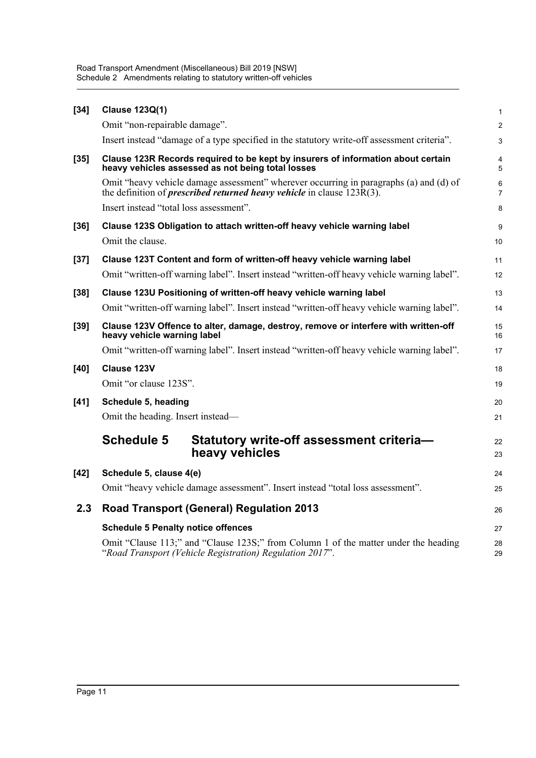**[34] Clause 123Q(1)**

Omit "non-repairable damage".

Insert instead "damage of a type specified in the statutory write-off assessment criteria".

**[35] Clause 123R Records required to be kept by insurers of information about certain heavy vehicles assessed as not being total losses**

Omit "heavy vehicle damage assessment" wherever occurring in paragraphs (a) and (d) of the definition of ***prescribed returned heavy vehicle*** in clause 123R(3).

Insert instead "total loss assessment".

**[36] Clause 123S Obligation to attach written-off heavy vehicle warning label**

Omit the clause.

**[37] Clause 123T Content and form of written-off heavy vehicle warning label**

Omit "written-off warning label". Insert instead "written-off heavy vehicle warning label".

**[38] Clause 123U Positioning of written-off heavy vehicle warning label**

Omit "written-off warning label". Insert instead "written-off heavy vehicle warning label".

**[39] Clause 123V Offence to alter, damage, destroy, remove or interfere with written-off heavy vehicle warning label**

Omit "written-off warning label". Insert instead "written-off heavy vehicle warning label".

**[40] Clause 123V**

Omit "or clause 123S".

**[41] Schedule 5, heading**

Omit the heading. Insert instead—

## Schedule 5 Statutory write-off assessment criteria—heavy vehicles

**[42] Schedule 5, clause 4(e)**

Omit "heavy vehicle damage assessment". Insert instead "total loss assessment".

## 2.3 Road Transport (General) Regulation 2013

**Schedule 5 Penalty notice offences**

Omit "Clause 113;" and "Clause 123S;" from Column 1 of the matter under the heading "*Road Transport (Vehicle Registration) Regulation 2017*".